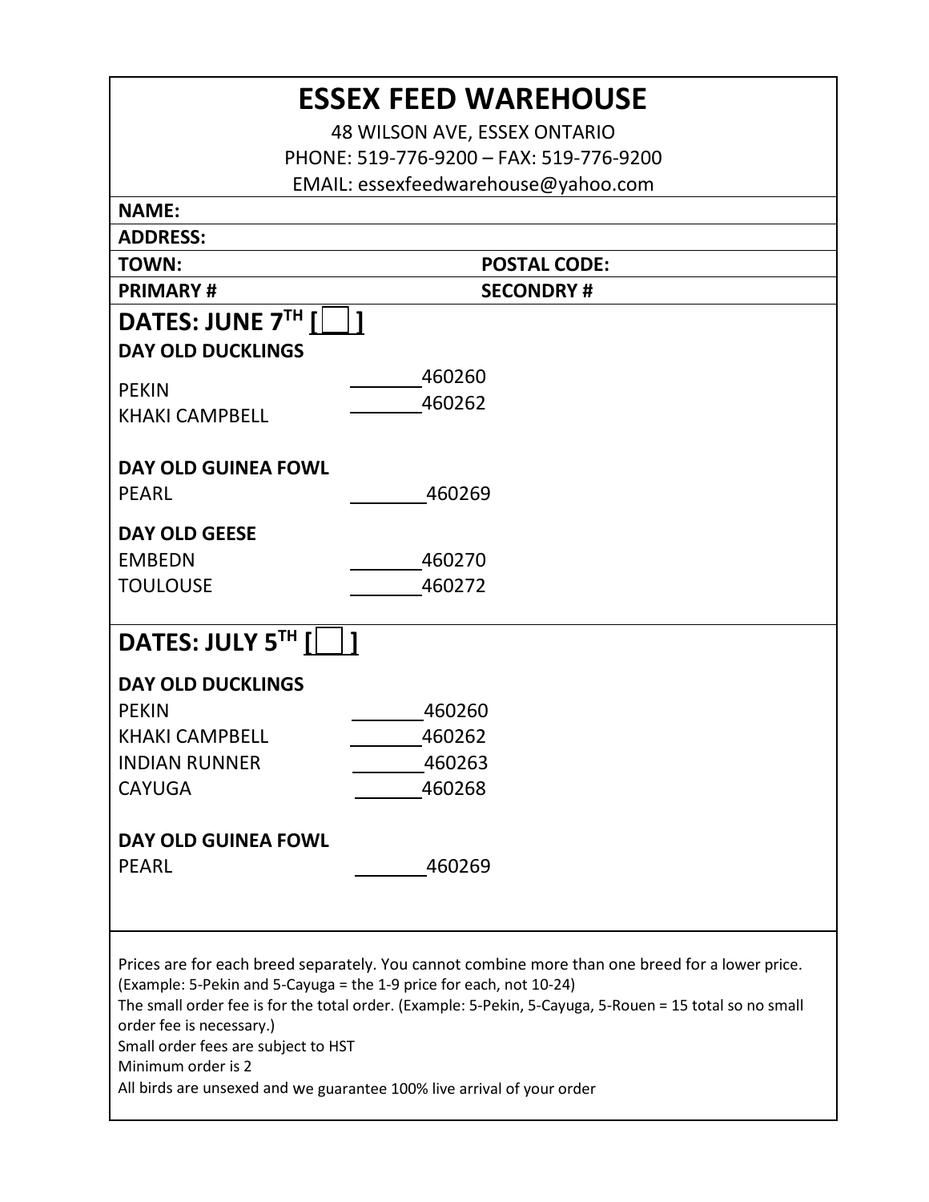# ESSEX FEED WAREHOUSE

48 WILSON AVE, ESSEX ONTARIO

PHONE: 519-776-9200 – FAX: 519-776-9200

EMAIL: essexfeedwarehouse@yahoo.com

**NAME:**

**ADDRESS:**

**TOWN:** **POSTAL CODE:**

**PRIMARY #** **SECONDRY #**

## DATES: JUNE 7TH [ ]

**DAY OLD DUCKLINGS**

PEKIN _______460260

KHAKI CAMPBELL _______460262

**DAY OLD GUINEA FOWL**

PEARL _______460269

**DAY OLD GEESE**

EMBEDN _______460270

TOULOUSE _______460272

## DATES: JULY 5TH [ ]

**DAY OLD DUCKLINGS**

PEKIN _______460260

KHAKI CAMPBELL _______460262

INDIAN RUNNER _______460263

CAYUGA _______460268

**DAY OLD GUINEA FOWL**

PEARL _______460269

Prices are for each breed separately. You cannot combine more than one breed for a lower price. (Example: 5-Pekin and 5-Cayuga = the 1-9 price for each, not 10-24)

The small order fee is for the total order. (Example: 5-Pekin, 5-Cayuga, 5-Rouen = 15 total so no small order fee is necessary.)

Small order fees are subject to HST

Minimum order is 2

All birds are unsexed and we guarantee 100% live arrival of your order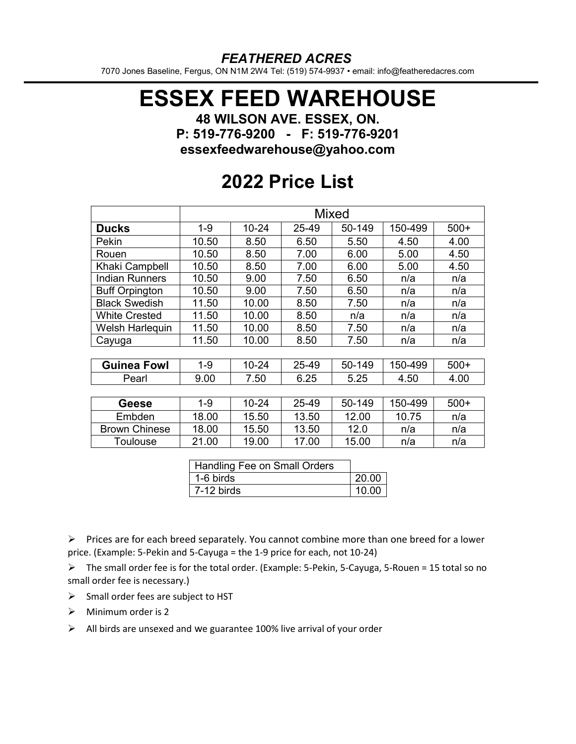*FEATHERED ACRES*

7070 Jones Baseline, Fergus, ON N1M 2W4 Tel: (519) 574-9937 • email: info@featheredacres.com

# ESSEX FEED WAREHOUSE

**48 WILSON AVE. ESSEX, ON.**

**P: 519-776-9200 - F: 519-776-9201**

**essexfeedwarehouse@yahoo.com**

## 2022 Price List

| | Mixed | | | | | |
|---|---|---|---|---|---|---|
| **Ducks** | 1-9 | 10-24 | 25-49 | 50-149 | 150-499 | 500+ |
| Pekin | 10.50 | 8.50 | 6.50 | 5.50 | 4.50 | 4.00 |
| Rouen | 10.50 | 8.50 | 7.00 | 6.00 | 5.00 | 4.50 |
| Khaki Campbell | 10.50 | 8.50 | 7.00 | 6.00 | 5.00 | 4.50 |
| Indian Runners | 10.50 | 9.00 | 7.50 | 6.50 | n/a | n/a |
| Buff Orpington | 10.50 | 9.00 | 7.50 | 6.50 | n/a | n/a |
| Black Swedish | 11.50 | 10.00 | 8.50 | 7.50 | n/a | n/a |
| White Crested | 11.50 | 10.00 | 8.50 | n/a | n/a | n/a |
| Welsh Harlequin | 11.50 | 10.00 | 8.50 | 7.50 | n/a | n/a |
| Cayuga | 11.50 | 10.00 | 8.50 | 7.50 | n/a | n/a |

| **Guinea Fowl** | 1-9 | 10-24 | 25-49 | 50-149 | 150-499 | 500+ |
|---|---|---|---|---|---|---|
| Pearl | 9.00 | 7.50 | 6.25 | 5.25 | 4.50 | 4.00 |

| **Geese** | 1-9 | 10-24 | 25-49 | 50-149 | 150-499 | 500+ |
|---|---|---|---|---|---|---|
| Embden | 18.00 | 15.50 | 13.50 | 12.00 | 10.75 | n/a |
| Brown Chinese | 18.00 | 15.50 | 13.50 | 12.0 | n/a | n/a |
| Toulouse | 21.00 | 19.00 | 17.00 | 15.00 | n/a | n/a |

| Handling Fee on Small Orders | |
|---|---|
| 1-6 birds | 20.00 |
| 7-12 birds | 10.00 |

- Prices are for each breed separately. You cannot combine more than one breed for a lower price. (Example: 5-Pekin and 5-Cayuga = the 1-9 price for each, not 10-24)
- The small order fee is for the total order. (Example: 5-Pekin, 5-Cayuga, 5-Rouen = 15 total so no small order fee is necessary.)
- Small order fees are subject to HST
- Minimum order is 2
- All birds are unsexed and we guarantee 100% live arrival of your order